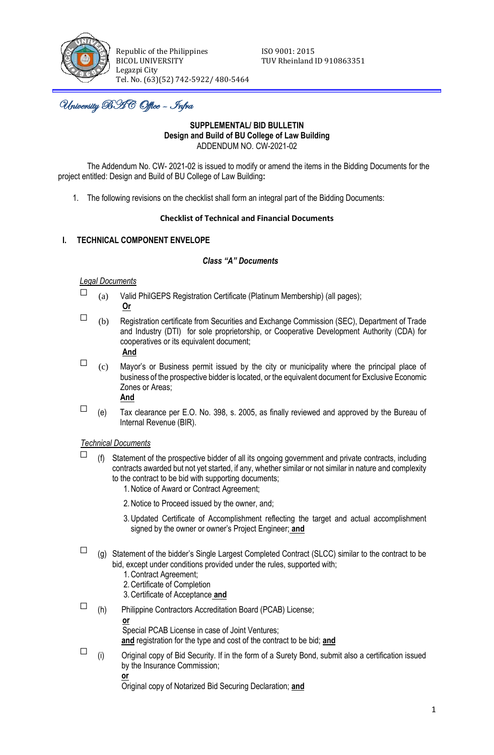Republic of the Philippines
BICOL UNIVERSITY
Legazpi City
Tel. No. (63)(52) 742-5922/ 480-5464

ISO 9001: 2015
TUV Rheinland ID 910863351

*University BAC Office – Infra*

**SUPPLEMENTAL/ BID BULLETIN**
**Design and Build of BU College of Law Building**
ADDENDUM NO. CW-2021-02

The Addendum No. CW- 2021-02 is issued to modify or amend the items in the Bidding Documents for the project entitled: Design and Build of BU College of Law Building**:**

1. The following revisions on the checklist shall form an integral part of the Bidding Documents:

**Checklist of Technical and Financial Documents**

## I. TECHNICAL COMPONENT ENVELOPE

***Class "A" Documents***

*Legal Documents*

☐ (a) Valid PhilGEPS Registration Certificate (Platinum Membership) (all pages);
**Or**

☐ (b) Registration certificate from Securities and Exchange Commission (SEC), Department of Trade and Industry (DTI) for sole proprietorship, or Cooperative Development Authority (CDA) for cooperatives or its equivalent document;
**And**

☐ (c) Mayor's or Business permit issued by the city or municipality where the principal place of business of the prospective bidder is located, or the equivalent document for Exclusive Economic Zones or Areas;
**And**

☐ (e) Tax clearance per E.O. No. 398, s. 2005, as finally reviewed and approved by the Bureau of Internal Revenue (BIR).

*Technical Documents*

☐ (f) Statement of the prospective bidder of all its ongoing government and private contracts, including contracts awarded but not yet started, if any, whether similar or not similar in nature and complexity to the contract to be bid with supporting documents;
1. Notice of Award or Contract Agreement;
2. Notice to Proceed issued by the owner, and;
3. Updated Certificate of Accomplishment reflecting the target and actual accomplishment signed by the owner or owner's Project Engineer; **and**

☐ (g) Statement of the bidder's Single Largest Completed Contract (SLCC) similar to the contract to be bid, except under conditions provided under the rules, supported with;
1. Contract Agreement;
2. Certificate of Completion
3. Certificate of Acceptance **and**

☐ (h) Philippine Contractors Accreditation Board (PCAB) License;
**or**
Special PCAB License in case of Joint Ventures;
**and** registration for the type and cost of the contract to be bid; **and**

☐ (i) Original copy of Bid Security. If in the form of a Surety Bond, submit also a certification issued by the Insurance Commission;
**or**
Original copy of Notarized Bid Securing Declaration; **and**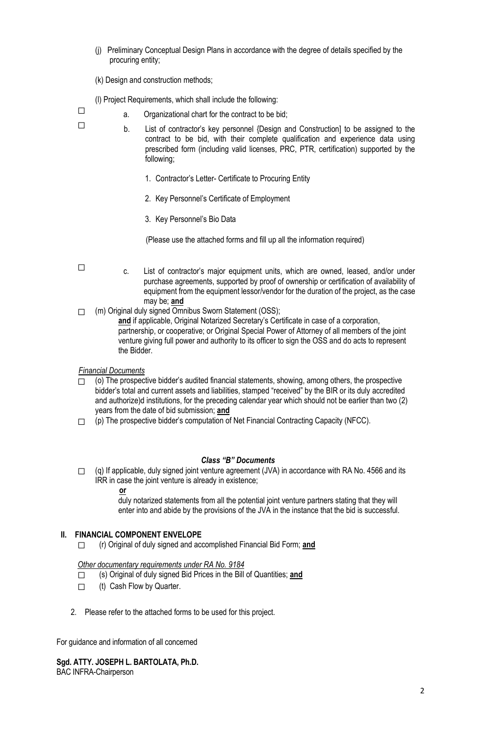(j) Preliminary Conceptual Design Plans in accordance with the degree of details specified by the procuring entity;

(k) Design and construction methods;

(l) Project Requirements, which shall include the following:

☐ a. Organizational chart for the contract to be bid;

☐ b. List of contractor's key personnel {Design and Construction] to be assigned to the contract to be bid, with their complete qualification and experience data using prescribed form (including valid licenses, PRC, PTR, certification) supported by the following;

1. Contractor's Letter- Certificate to Procuring Entity
2. Key Personnel's Certificate of Employment
3. Key Personnel's Bio Data

(Please use the attached forms and fill up all the information required)

☐ c. List of contractor's major equipment units, which are owned, leased, and/or under purchase agreements, supported by proof of ownership or certification of availability of equipment from the equipment lessor/vendor for the duration of the project, as the case may be; **and**

☐ (m) Original duly signed Omnibus Sworn Statement (OSS);
**and** if applicable, Original Notarized Secretary's Certificate in case of a corporation, partnership, or cooperative; or Original Special Power of Attorney of all members of the joint venture giving full power and authority to its officer to sign the OSS and do acts to represent the Bidder.

*Financial Documents*

☐ (o) The prospective bidder's audited financial statements, showing, among others, the prospective bidder's total and current assets and liabilities, stamped "received" by the BIR or its duly accredited and authorize)d institutions, for the preceding calendar year which should not be earlier than two (2) years from the date of bid submission; **and**

☐ (p) The prospective bidder's computation of Net Financial Contracting Capacity (NFCC).

***Class "B" Documents***

☐ (q) If applicable, duly signed joint venture agreement (JVA) in accordance with RA No. 4566 and its IRR in case the joint venture is already in existence;

**or**

duly notarized statements from all the potential joint venture partners stating that they will enter into and abide by the provisions of the JVA in the instance that the bid is successful.

## II. FINANCIAL COMPONENT ENVELOPE

☐ (r) Original of duly signed and accomplished Financial Bid Form; **and**

*Other documentary requirements under RA No. 9184*

☐ (s) Original of duly signed Bid Prices in the Bill of Quantities; **and**

☐ (t) Cash Flow by Quarter.

2. Please refer to the attached forms to be used for this project.

For guidance and information of all concerned

**Sgd. ATTY. JOSEPH L. BARTOLATA, Ph.D.**
BAC INFRA-Chairperson